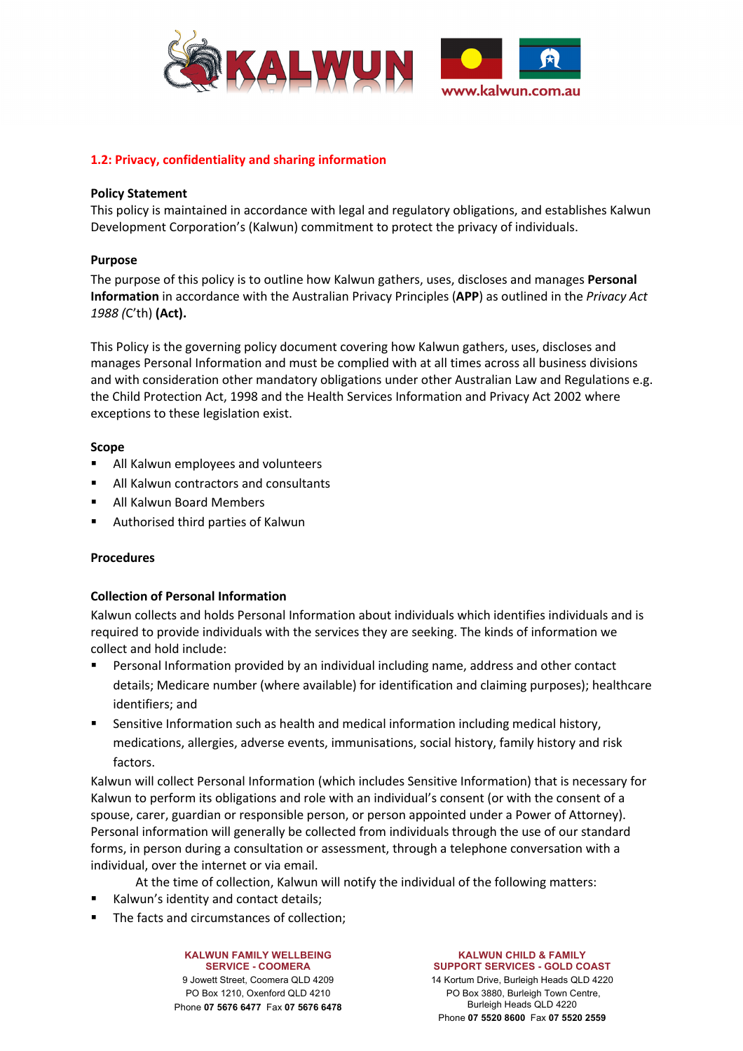## 1.2: Privacy, confidentiality and sharing information

**Policy Statement**

This policy is maintained in accordance with legal and regulatory obligations, and establishes Kalwun Development Corporation's (Kalwun) commitment to protect the privacy of individuals.

**Purpose**

The purpose of this policy is to outline how Kalwun gathers, uses, discloses and manages **Personal Information** in accordance with the Australian Privacy Principles (**APP**) as outlined in the *Privacy Act 1988 (*C'th) **(Act).**

This Policy is the governing policy document covering how Kalwun gathers, uses, discloses and manages Personal Information and must be complied with at all times across all business divisions and with consideration other mandatory obligations under other Australian Law and Regulations e.g. the Child Protection Act, 1998 and the Health Services Information and Privacy Act 2002 where exceptions to these legislation exist.

**Scope**

- All Kalwun employees and volunteers
- All Kalwun contractors and consultants
- All Kalwun Board Members
- Authorised third parties of Kalwun

**Procedures**

**Collection of Personal Information**

Kalwun collects and holds Personal Information about individuals which identifies individuals and is required to provide individuals with the services they are seeking. The kinds of information we collect and hold include:

- Personal Information provided by an individual including name, address and other contact details; Medicare number (where available) for identification and claiming purposes); healthcare identifiers; and
- Sensitive Information such as health and medical information including medical history, medications, allergies, adverse events, immunisations, social history, family history and risk factors.

Kalwun will collect Personal Information (which includes Sensitive Information) that is necessary for Kalwun to perform its obligations and role with an individual's consent (or with the consent of a spouse, carer, guardian or responsible person, or person appointed under a Power of Attorney). Personal information will generally be collected from individuals through the use of our standard forms, in person during a consultation or assessment, through a telephone conversation with a individual, over the internet or via email.

At the time of collection, Kalwun will notify the individual of the following matters:

- Kalwun's identity and contact details;
- The facts and circumstances of collection;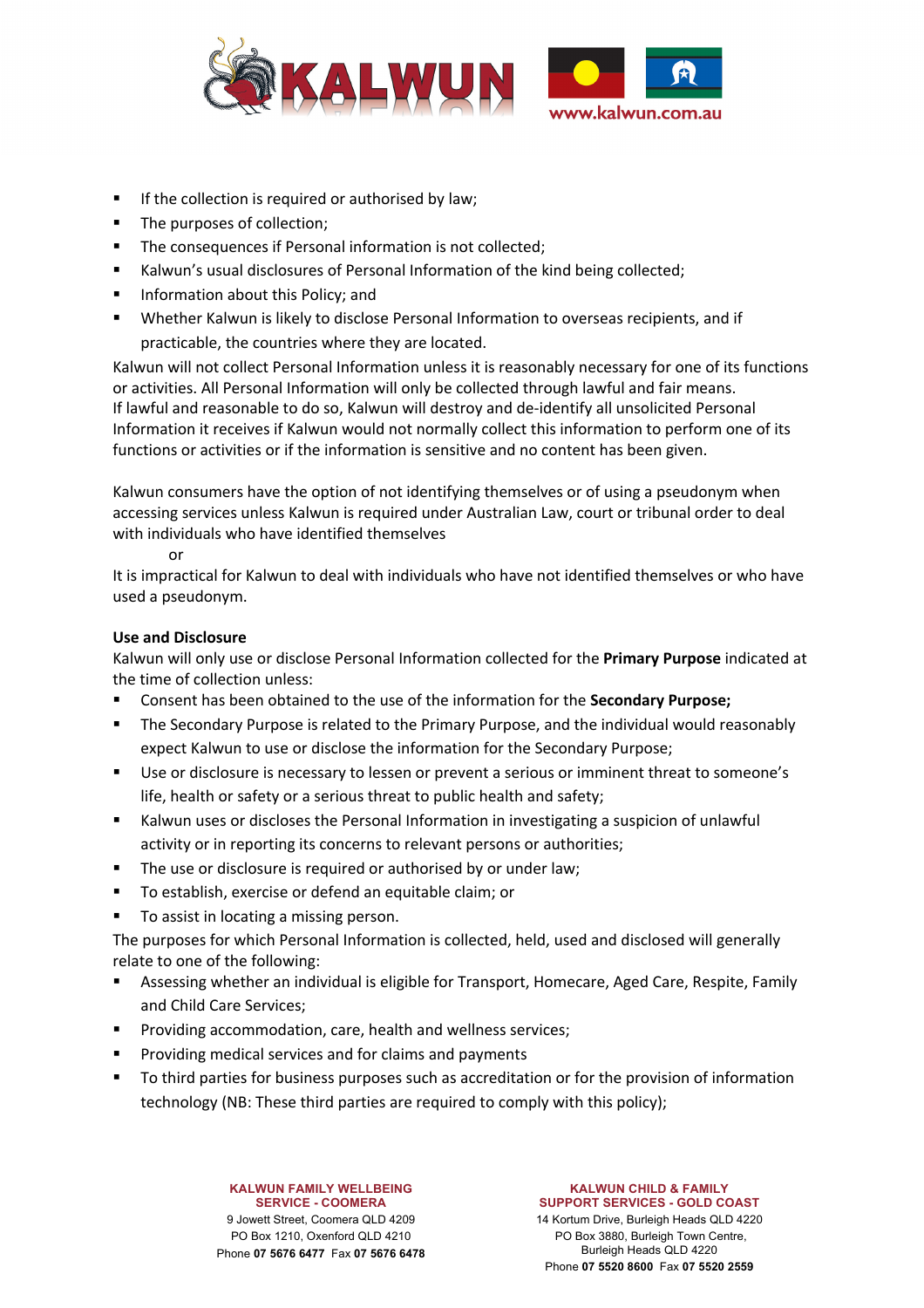- If the collection is required or authorised by law;
- The purposes of collection;
- The consequences if Personal information is not collected;
- Kalwun's usual disclosures of Personal Information of the kind being collected;
- Information about this Policy; and
- Whether Kalwun is likely to disclose Personal Information to overseas recipients, and if practicable, the countries where they are located.

Kalwun will not collect Personal Information unless it is reasonably necessary for one of its functions or activities. All Personal Information will only be collected through lawful and fair means.
If lawful and reasonable to do so, Kalwun will destroy and de-identify all unsolicited Personal Information it receives if Kalwun would not normally collect this information to perform one of its functions or activities or if the information is sensitive and no content has been given.

Kalwun consumers have the option of not identifying themselves or of using a pseudonym when accessing services unless Kalwun is required under Australian Law, court or tribunal order to deal with individuals who have identified themselves

or

It is impractical for Kalwun to deal with individuals who have not identified themselves or who have used a pseudonym.

**Use and Disclosure**

Kalwun will only use or disclose Personal Information collected for the **Primary Purpose** indicated at the time of collection unless:

- Consent has been obtained to the use of the information for the **Secondary Purpose;**
- The Secondary Purpose is related to the Primary Purpose, and the individual would reasonably expect Kalwun to use or disclose the information for the Secondary Purpose;
- Use or disclosure is necessary to lessen or prevent a serious or imminent threat to someone's life, health or safety or a serious threat to public health and safety;
- Kalwun uses or discloses the Personal Information in investigating a suspicion of unlawful activity or in reporting its concerns to relevant persons or authorities;
- The use or disclosure is required or authorised by or under law;
- To establish, exercise or defend an equitable claim; or
- To assist in locating a missing person.

The purposes for which Personal Information is collected, held, used and disclosed will generally relate to one of the following:

- Assessing whether an individual is eligible for Transport, Homecare, Aged Care, Respite, Family and Child Care Services;
- Providing accommodation, care, health and wellness services;
- Providing medical services and for claims and payments
- To third parties for business purposes such as accreditation or for the provision of information technology (NB: These third parties are required to comply with this policy);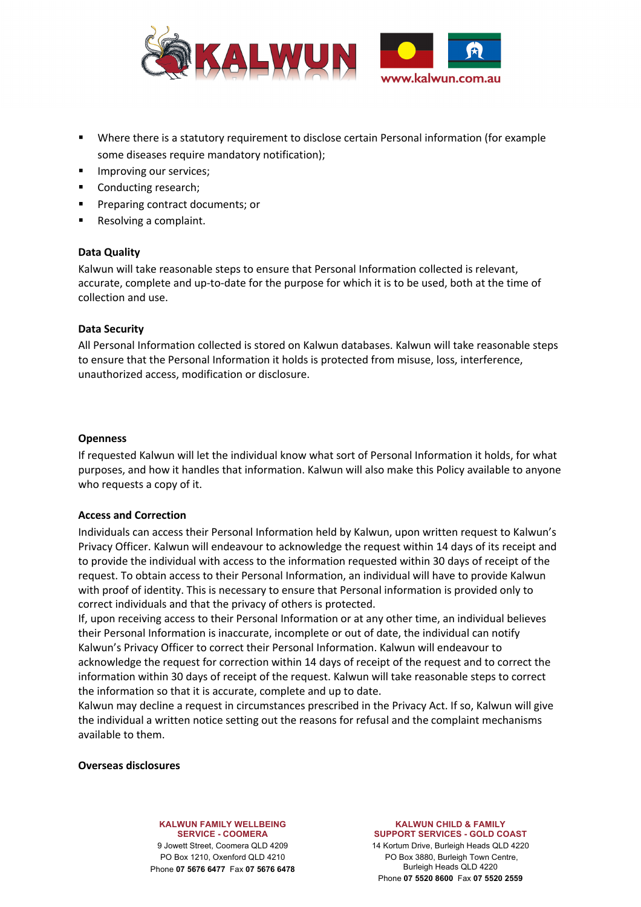- Where there is a statutory requirement to disclose certain Personal information (for example some diseases require mandatory notification);
- Improving our services;
- Conducting research;
- Preparing contract documents; or
- Resolving a complaint.

**Data Quality**

Kalwun will take reasonable steps to ensure that Personal Information collected is relevant, accurate, complete and up-to-date for the purpose for which it is to be used, both at the time of collection and use.

**Data Security**

All Personal Information collected is stored on Kalwun databases. Kalwun will take reasonable steps to ensure that the Personal Information it holds is protected from misuse, loss, interference, unauthorized access, modification or disclosure.

**Openness**

If requested Kalwun will let the individual know what sort of Personal Information it holds, for what purposes, and how it handles that information. Kalwun will also make this Policy available to anyone who requests a copy of it.

**Access and Correction**

Individuals can access their Personal Information held by Kalwun, upon written request to Kalwun's Privacy Officer. Kalwun will endeavour to acknowledge the request within 14 days of its receipt and to provide the individual with access to the information requested within 30 days of receipt of the request. To obtain access to their Personal Information, an individual will have to provide Kalwun with proof of identity. This is necessary to ensure that Personal information is provided only to correct individuals and that the privacy of others is protected.

If, upon receiving access to their Personal Information or at any other time, an individual believes their Personal Information is inaccurate, incomplete or out of date, the individual can notify Kalwun's Privacy Officer to correct their Personal Information. Kalwun will endeavour to acknowledge the request for correction within 14 days of receipt of the request and to correct the information within 30 days of receipt of the request. Kalwun will take reasonable steps to correct the information so that it is accurate, complete and up to date.

Kalwun may decline a request in circumstances prescribed in the Privacy Act. If so, Kalwun will give the individual a written notice setting out the reasons for refusal and the complaint mechanisms available to them.

**Overseas disclosures**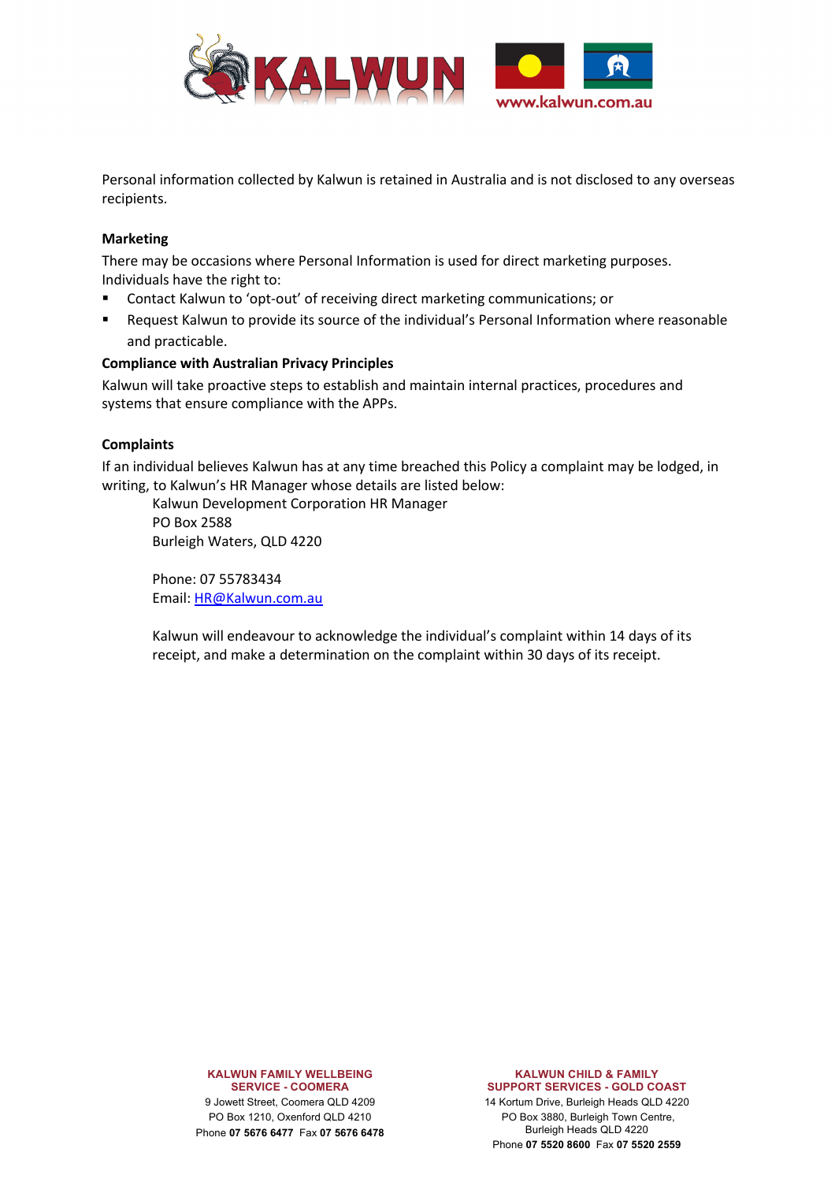Personal information collected by Kalwun is retained in Australia and is not disclosed to any overseas recipients.

**Marketing**

There may be occasions where Personal Information is used for direct marketing purposes. Individuals have the right to:

- Contact Kalwun to 'opt-out' of receiving direct marketing communications; or
- Request Kalwun to provide its source of the individual's Personal Information where reasonable and practicable.

**Compliance with Australian Privacy Principles**

Kalwun will take proactive steps to establish and maintain internal practices, procedures and systems that ensure compliance with the APPs.

**Complaints**

If an individual believes Kalwun has at any time breached this Policy a complaint may be lodged, in writing, to Kalwun's HR Manager whose details are listed below:

Kalwun Development Corporation HR Manager
PO Box 2588
Burleigh Waters, QLD 4220

Phone: 07 55783434
Email: HR@Kalwun.com.au

Kalwun will endeavour to acknowledge the individual's complaint within 14 days of its receipt, and make a determination on the complaint within 30 days of its receipt.